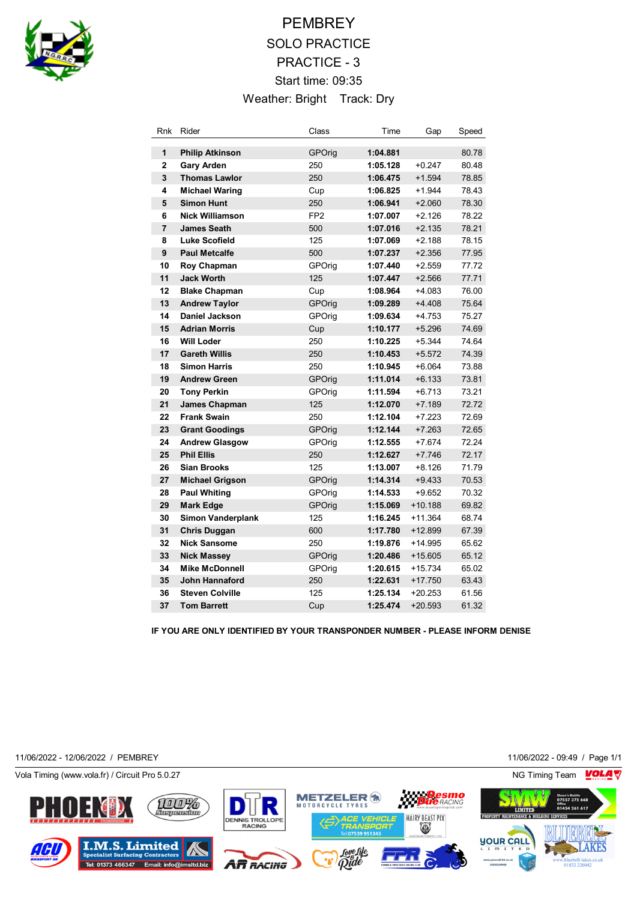# PEMBREY

## SOLO PRACTICE

## PRACTICE - 3

Start time: 09:35

Weather: Bright    Track: Dry

| Rnk | Rider | Class | Time | Gap | Speed |
|---|---|---|---|---|---|
| 1 | **Philip Atkinson** | GPOrig | **1:04.881** | | 80.78 |
| 2 | **Gary Arden** | 250 | **1:05.128** | +0.247 | 80.48 |
| 3 | **Thomas Lawlor** | 250 | **1:06.475** | +1.594 | 78.85 |
| 4 | **Michael Waring** | Cup | **1:06.825** | +1.944 | 78.43 |
| 5 | **Simon Hunt** | 250 | **1:06.941** | +2.060 | 78.30 |
| 6 | **Nick Williamson** | FP2 | **1:07.007** | +2.126 | 78.22 |
| 7 | **James Seath** | 500 | **1:07.016** | +2.135 | 78.21 |
| 8 | **Luke Scofield** | 125 | **1:07.069** | +2.188 | 78.15 |
| 9 | **Paul Metcalfe** | 500 | **1:07.237** | +2.356 | 77.95 |
| 10 | **Roy Chapman** | GPOrig | **1:07.440** | +2.559 | 77.72 |
| 11 | **Jack Worth** | 125 | **1:07.447** | +2.566 | 77.71 |
| 12 | **Blake Chapman** | Cup | **1:08.964** | +4.083 | 76.00 |
| 13 | **Andrew Taylor** | GPOrig | **1:09.289** | +4.408 | 75.64 |
| 14 | **Daniel Jackson** | GPOrig | **1:09.634** | +4.753 | 75.27 |
| 15 | **Adrian Morris** | Cup | **1:10.177** | +5.296 | 74.69 |
| 16 | **Will Loder** | 250 | **1:10.225** | +5.344 | 74.64 |
| 17 | **Gareth Willis** | 250 | **1:10.453** | +5.572 | 74.39 |
| 18 | **Simon Harris** | 250 | **1:10.945** | +6.064 | 73.88 |
| 19 | **Andrew Green** | GPOrig | **1:11.014** | +6.133 | 73.81 |
| 20 | **Tony Perkin** | GPOrig | **1:11.594** | +6.713 | 73.21 |
| 21 | **James Chapman** | 125 | **1:12.070** | +7.189 | 72.72 |
| 22 | **Frank Swain** | 250 | **1:12.104** | +7.223 | 72.69 |
| 23 | **Grant Goodings** | GPOrig | **1:12.144** | +7.263 | 72.65 |
| 24 | **Andrew Glasgow** | GPOrig | **1:12.555** | +7.674 | 72.24 |
| 25 | **Phil Ellis** | 250 | **1:12.627** | +7.746 | 72.17 |
| 26 | **Sian Brooks** | 125 | **1:13.007** | +8.126 | 71.79 |
| 27 | **Michael Grigson** | GPOrig | **1:14.314** | +9.433 | 70.53 |
| 28 | **Paul Whiting** | GPOrig | **1:14.533** | +9.652 | 70.32 |
| 29 | **Mark Edge** | GPOrig | **1:15.069** | +10.188 | 69.82 |
| 30 | **Simon Vanderplank** | 125 | **1:16.245** | +11.364 | 68.74 |
| 31 | **Chris Duggan** | 600 | **1:17.780** | +12.899 | 67.39 |
| 32 | **Nick Sansome** | 250 | **1:19.876** | +14.995 | 65.62 |
| 33 | **Nick Massey** | GPOrig | **1:20.486** | +15.605 | 65.12 |
| 34 | **Mike McDonnell** | GPOrig | **1:20.615** | +15.734 | 65.02 |
| 35 | **John Hannaford** | 250 | **1:22.631** | +17.750 | 63.43 |
| 36 | **Steven Colville** | 125 | **1:25.134** | +20.253 | 61.56 |
| 37 | **Tom Barrett** | Cup | **1:25.474** | +20.593 | 61.32 |

**IF YOU ARE ONLY IDENTIFIED BY YOUR TRANSPONDER NUMBER - PLEASE INFORM DENISE**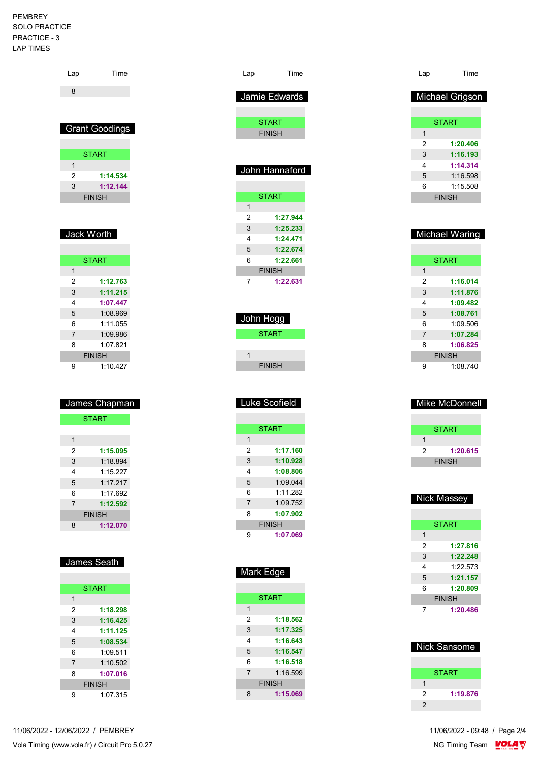PEMBREY
SOLO PRACTICE
PRACTICE - 3
LAP TIMES

| Lap | Time |
|---|---|
| 8 | |

## Grant Goodings

| Lap | Time |
|---|---|
| START | |
| 1 | |
| 2 | 1:14.534 |
| 3 | 1:12.144 |
| FINISH | |

## Jack Worth

| Lap | Time |
|---|---|
| START | |
| 1 | |
| 2 | 1:12.763 |
| 3 | 1:11.215 |
| 4 | 1:07.447 |
| 5 | 1:08.969 |
| 6 | 1:11.055 |
| 7 | 1:09.986 |
| 8 | 1:07.821 |
| FINISH | |
| 9 | 1:10.427 |

## James Chapman

| Lap | Time |
|---|---|
| START | |
| 1 | |
| 2 | 1:15.095 |
| 3 | 1:18.894 |
| 4 | 1:15.227 |
| 5 | 1:17.217 |
| 6 | 1:17.692 |
| 7 | 1:12.592 |
| FINISH | |
| 8 | 1:12.070 |

## James Seath

| Lap | Time |
|---|---|
| START | |
| 1 | |
| 2 | 1:18.298 |
| 3 | 1:16.425 |
| 4 | 1:11.125 |
| 5 | 1:08.534 |
| 6 | 1:09.511 |
| 7 | 1:10.502 |
| 8 | 1:07.016 |
| FINISH | |
| 9 | 1:07.315 |

## Jamie Edwards

| Lap | Time |
|---|---|
| START | |
| FINISH | |

## John Hannaford

| Lap | Time |
|---|---|
| START | |
| 1 | |
| 2 | 1:27.944 |
| 3 | 1:25.233 |
| 4 | 1:24.471 |
| 5 | 1:22.674 |
| 6 | 1:22.661 |
| FINISH | |
| 7 | 1:22.631 |

## John Hogg

| Lap | Time |
|---|---|
| START | |
| 1 | |
| FINISH | |

## Luke Scofield

| Lap | Time |
|---|---|
| START | |
| 1 | |
| 2 | 1:17.160 |
| 3 | 1:10.928 |
| 4 | 1:08.806 |
| 5 | 1:09.044 |
| 6 | 1:11.282 |
| 7 | 1:09.752 |
| 8 | 1:07.902 |
| FINISH | |
| 9 | 1:07.069 |

## Mark Edge

| Lap | Time |
|---|---|
| START | |
| 1 | |
| 2 | 1:18.562 |
| 3 | 1:17.325 |
| 4 | 1:16.643 |
| 5 | 1:16.547 |
| 6 | 1:16.518 |
| 7 | 1:16.599 |
| FINISH | |
| 8 | 1:15.069 |

## Michael Grigson

| Lap | Time |
|---|---|
| START | |
| 1 | |
| 2 | 1:20.406 |
| 3 | 1:16.193 |
| 4 | 1:14.314 |
| 5 | 1:16.598 |
| 6 | 1:15.508 |
| FINISH | |

## Michael Waring

| Lap | Time |
|---|---|
| START | |
| 1 | |
| 2 | 1:16.014 |
| 3 | 1:11.876 |
| 4 | 1:09.482 |
| 5 | 1:08.761 |
| 6 | 1:09.506 |
| 7 | 1:07.284 |
| 8 | 1:06.825 |
| FINISH | |
| 9 | 1:08.740 |

## Mike McDonnell

| Lap | Time |
|---|---|
| START | |
| 1 | |
| 2 | 1:20.615 |
| FINISH | |

## Nick Massey

| Lap | Time |
|---|---|
| START | |
| 1 | |
| 2 | 1:27.816 |
| 3 | 1:22.248 |
| 4 | 1:22.573 |
| 5 | 1:21.157 |
| 6 | 1:20.809 |
| FINISH | |
| 7 | 1:20.486 |

## Nick Sansome

| Lap | Time |
|---|---|
| START | |
| 1 | |
| 2 | 1:19.876 |
| 2 | |

11/06/2022 - 12/06/2022 / PEMBREY
11/06/2022 - 09:48
Vola Timing (www.vola.fr) / Circuit Pro 5.0.27
NG Timing Team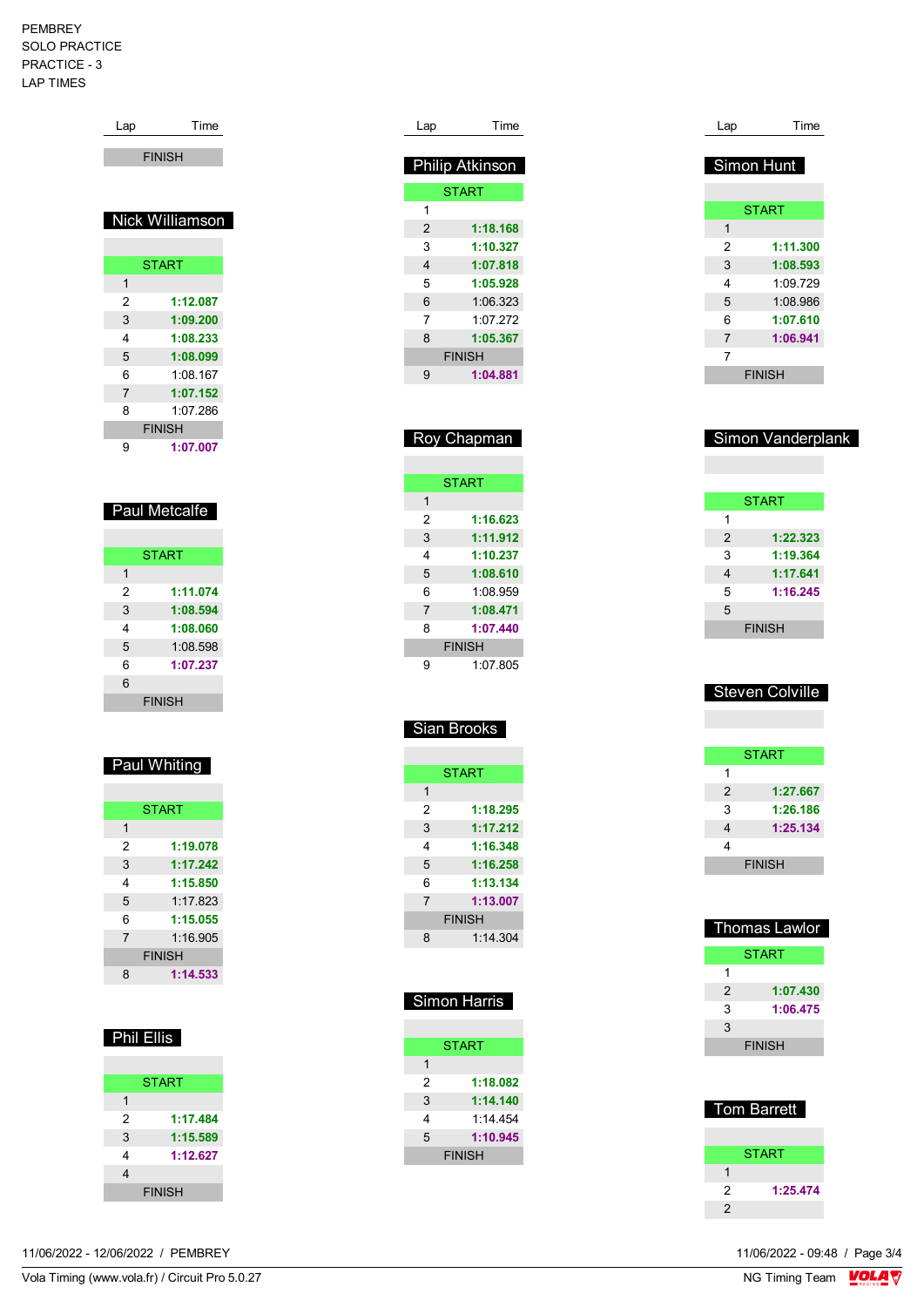PEMBREY
SOLO PRACTICE
PRACTICE - 3
LAP TIMES

| Lap | Time |
|---|---|
| FINISH | |

## Nick Williamson

| Lap | Time |
|---|---|
| START | |
| 1 | |
| 2 | 1:12.087 |
| 3 | 1:09.200 |
| 4 | 1:08.233 |
| 5 | 1:08.099 |
| 6 | 1:08.167 |
| 7 | 1:07.152 |
| 8 | 1:07.286 |
| FINISH | |
| 9 | 1:07.007 |

## Paul Metcalfe

| Lap | Time |
|---|---|
| START | |
| 1 | |
| 2 | 1:11.074 |
| 3 | 1:08.594 |
| 4 | 1:08.060 |
| 5 | 1:08.598 |
| 6 | 1:07.237 |
| 6 | |
| FINISH | |

## Paul Whiting

| Lap | Time |
|---|---|
| START | |
| 1 | |
| 2 | 1:19.078 |
| 3 | 1:17.242 |
| 4 | 1:15.850 |
| 5 | 1:17.823 |
| 6 | 1:15.055 |
| 7 | 1:16.905 |
| FINISH | |
| 8 | 1:14.533 |

## Phil Ellis

| Lap | Time |
|---|---|
| START | |
| 1 | |
| 2 | 1:17.484 |
| 3 | 1:15.589 |
| 4 | 1:12.627 |
| 4 | |
| FINISH | |

## Philip Atkinson

| Lap | Time |
|---|---|
| START | |
| 1 | |
| 2 | 1:18.168 |
| 3 | 1:10.327 |
| 4 | 1:07.818 |
| 5 | 1:05.928 |
| 6 | 1:06.323 |
| 7 | 1:07.272 |
| 8 | 1:05.367 |
| FINISH | |
| 9 | 1:04.881 |

## Roy Chapman

| Lap | Time |
|---|---|
| START | |
| 1 | |
| 2 | 1:16.623 |
| 3 | 1:11.912 |
| 4 | 1:10.237 |
| 5 | 1:08.610 |
| 6 | 1:08.959 |
| 7 | 1:08.471 |
| 8 | 1:07.440 |
| FINISH | |
| 9 | 1:07.805 |

## Sian Brooks

| Lap | Time |
|---|---|
| START | |
| 1 | |
| 2 | 1:18.295 |
| 3 | 1:17.212 |
| 4 | 1:16.348 |
| 5 | 1:16.258 |
| 6 | 1:13.134 |
| 7 | 1:13.007 |
| FINISH | |
| 8 | 1:14.304 |

## Simon Harris

| Lap | Time |
|---|---|
| START | |
| 1 | |
| 2 | 1:18.082 |
| 3 | 1:14.140 |
| 4 | 1:14.454 |
| 5 | 1:10.945 |
| FINISH | |

## Simon Hunt

| Lap | Time |
|---|---|
| START | |
| 1 | |
| 2 | 1:11.300 |
| 3 | 1:08.593 |
| 4 | 1:09.729 |
| 5 | 1:08.986 |
| 6 | 1:07.610 |
| 7 | 1:06.941 |
| 7 | |
| FINISH | |

## Simon Vanderplank

| Lap | Time |
|---|---|
| START | |
| 1 | |
| 2 | 1:22.323 |
| 3 | 1:19.364 |
| 4 | 1:17.641 |
| 5 | 1:16.245 |
| 5 | |
| FINISH | |

## Steven Colville

| Lap | Time |
|---|---|
| START | |
| 1 | |
| 2 | 1:27.667 |
| 3 | 1:26.186 |
| 4 | 1:25.134 |
| 4 | |
| FINISH | |

## Thomas Lawlor

| Lap | Time |
|---|---|
| START | |
| 1 | |
| 2 | 1:07.430 |
| 3 | 1:06.475 |
| 3 | |
| FINISH | |

## Tom Barrett

| Lap | Time |
|---|---|
| START | |
| 1 | |
| 2 | 1:25.474 |
| 2 | |

11/06/2022 - 12/06/2022 / PEMBREY

11/06/2022 - 09:48

Vola Timing (www.vola.fr) / Circuit Pro 5.0.27

NG Timing Team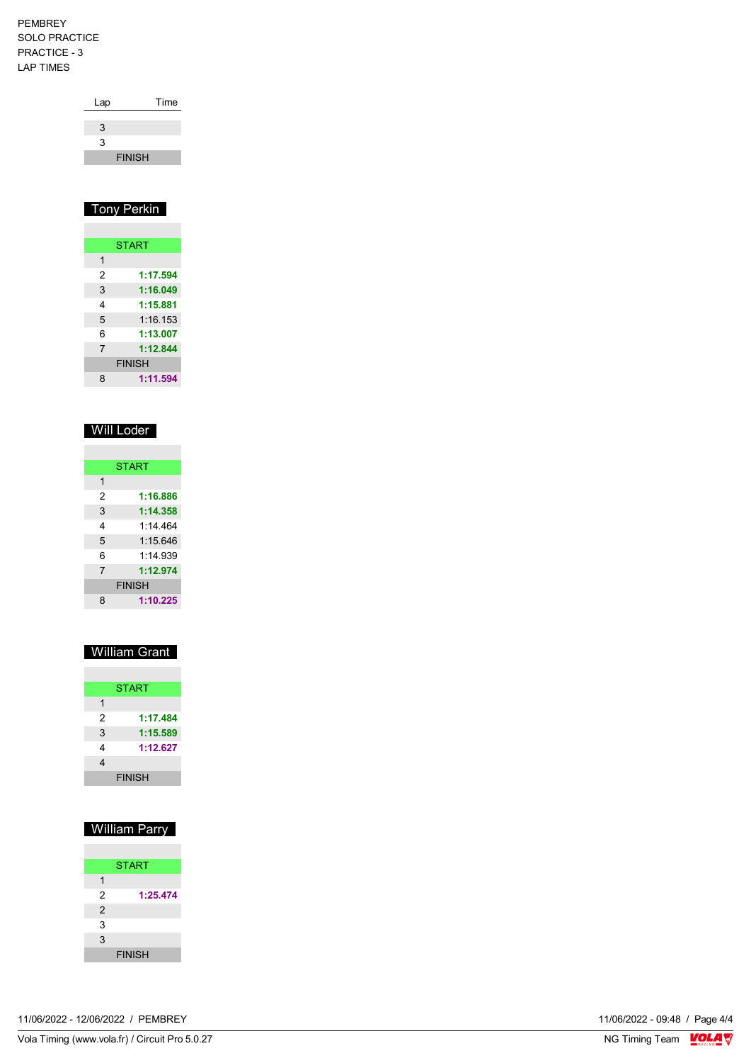PEMBREY
SOLO PRACTICE
PRACTICE - 3
LAP TIMES

| Lap | Time |
|---|---|
| 3 | |
| 3 | |
| FINISH | |

## Tony Perkin

| Lap | Time |
|---|---|
| START | |
| 1 | |
| 2 | **1:17.594** |
| 3 | **1:16.049** |
| 4 | **1:15.881** |
| 5 | 1:16.153 |
| 6 | **1:13.007** |
| 7 | **1:12.844** |
| FINISH | |
| 8 | **1:11.594** |

## Will Loder

| Lap | Time |
|---|---|
| START | |
| 1 | |
| 2 | **1:16.886** |
| 3 | **1:14.358** |
| 4 | 1:14.464 |
| 5 | 1:15.646 |
| 6 | 1:14.939 |
| 7 | **1:12.974** |
| FINISH | |
| 8 | **1:10.225** |

## William Grant

| Lap | Time |
|---|---|
| START | |
| 1 | |
| 2 | **1:17.484** |
| 3 | **1:15.589** |
| 4 | **1:12.627** |
| 4 | |
| FINISH | |

## William Parry

| Lap | Time |
|---|---|
| START | |
| 1 | |
| 2 | **1:25.474** |
| 2 | |
| 3 | |
| 3 | |
| FINISH | |

11/06/2022 - 12/06/2022 / PEMBREY
11/06/2022 - 09:48
Vola Timing (www.vola.fr) / Circuit Pro 5.0.27
NG Timing Team